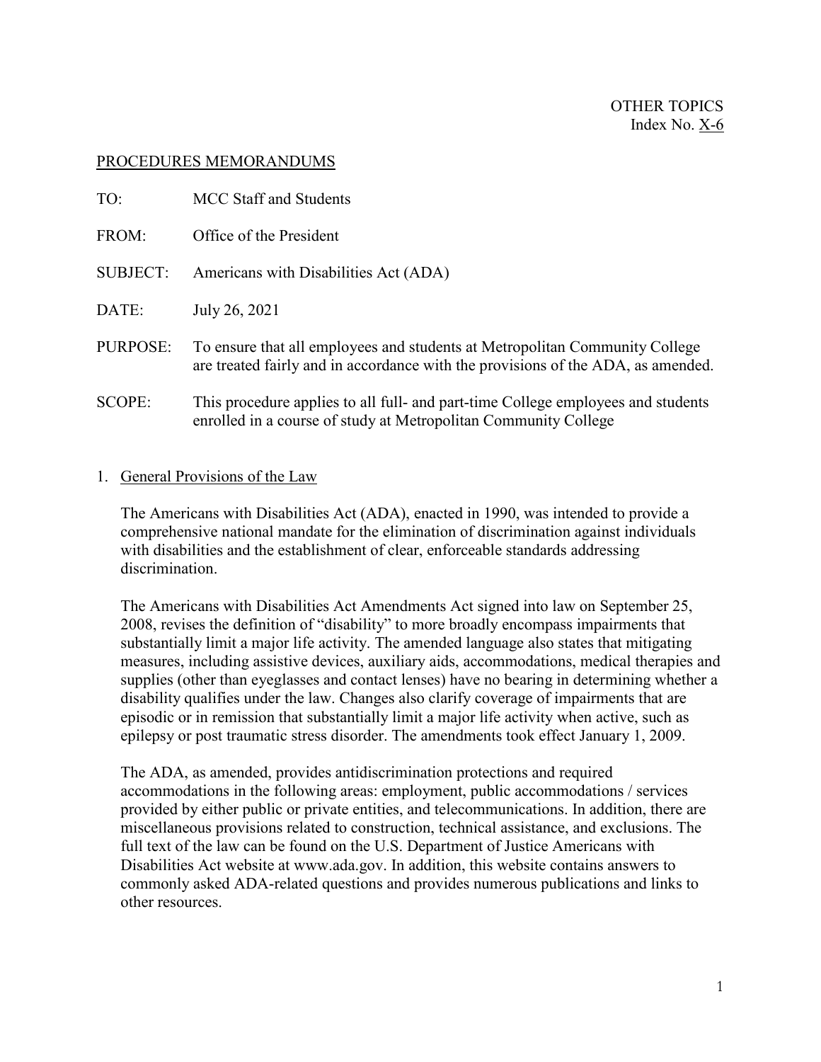OTHER TOPICS
Index No. X-6

PROCEDURES MEMORANDUMS

TO: MCC Staff and Students

FROM: Office of the President

SUBJECT: Americans with Disabilities Act (ADA)

DATE: July 26, 2021

PURPOSE: To ensure that all employees and students at Metropolitan Community College are treated fairly and in accordance with the provisions of the ADA, as amended.

SCOPE: This procedure applies to all full- and part-time College employees and students enrolled in a course of study at Metropolitan Community College

1. General Provisions of the Law

   The Americans with Disabilities Act (ADA), enacted in 1990, was intended to provide a comprehensive national mandate for the elimination of discrimination against individuals with disabilities and the establishment of clear, enforceable standards addressing discrimination.

   The Americans with Disabilities Act Amendments Act signed into law on September 25, 2008, revises the definition of "disability" to more broadly encompass impairments that substantially limit a major life activity. The amended language also states that mitigating measures, including assistive devices, auxiliary aids, accommodations, medical therapies and supplies (other than eyeglasses and contact lenses) have no bearing in determining whether a disability qualifies under the law. Changes also clarify coverage of impairments that are episodic or in remission that substantially limit a major life activity when active, such as epilepsy or post traumatic stress disorder. The amendments took effect January 1, 2009.

   The ADA, as amended, provides antidiscrimination protections and required accommodations in the following areas: employment, public accommodations / services provided by either public or private entities, and telecommunications. In addition, there are miscellaneous provisions related to construction, technical assistance, and exclusions. The full text of the law can be found on the U.S. Department of Justice Americans with Disabilities Act website at www.ada.gov. In addition, this website contains answers to commonly asked ADA-related questions and provides numerous publications and links to other resources.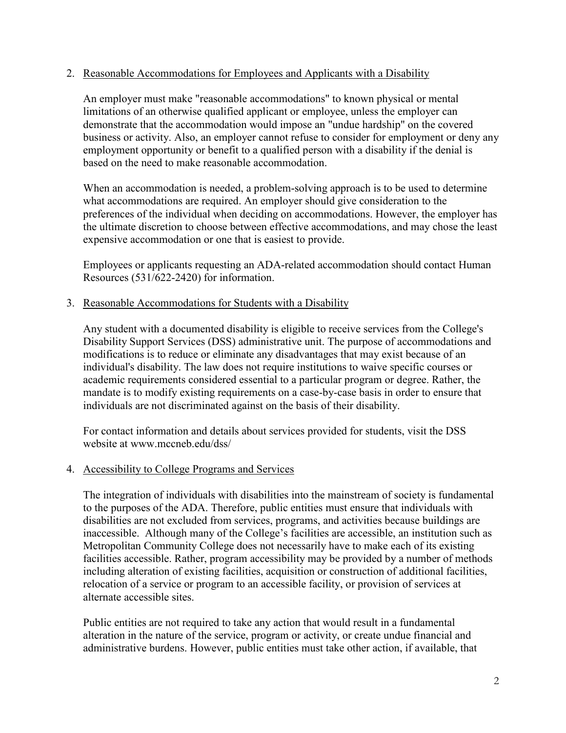2. <u>Reasonable Accommodations for Employees and Applicants with a Disability</u>

   An employer must make "reasonable accommodations" to known physical or mental limitations of an otherwise qualified applicant or employee, unless the employer can demonstrate that the accommodation would impose an "undue hardship" on the covered business or activity. Also, an employer cannot refuse to consider for employment or deny any employment opportunity or benefit to a qualified person with a disability if the denial is based on the need to make reasonable accommodation.

   When an accommodation is needed, a problem-solving approach is to be used to determine what accommodations are required. An employer should give consideration to the preferences of the individual when deciding on accommodations. However, the employer has the ultimate discretion to choose between effective accommodations, and may chose the least expensive accommodation or one that is easiest to provide.

   Employees or applicants requesting an ADA-related accommodation should contact Human Resources (531/622-2420) for information.

3. <u>Reasonable Accommodations for Students with a Disability</u>

   Any student with a documented disability is eligible to receive services from the College's Disability Support Services (DSS) administrative unit. The purpose of accommodations and modifications is to reduce or eliminate any disadvantages that may exist because of an individual's disability. The law does not require institutions to waive specific courses or academic requirements considered essential to a particular program or degree. Rather, the mandate is to modify existing requirements on a case-by-case basis in order to ensure that individuals are not discriminated against on the basis of their disability.

   For contact information and details about services provided for students, visit the DSS website at www.mccneb.edu/dss/

4. <u>Accessibility to College Programs and Services</u>

   The integration of individuals with disabilities into the mainstream of society is fundamental to the purposes of the ADA. Therefore, public entities must ensure that individuals with disabilities are not excluded from services, programs, and activities because buildings are inaccessible. Although many of the College's facilities are accessible, an institution such as Metropolitan Community College does not necessarily have to make each of its existing facilities accessible. Rather, program accessibility may be provided by a number of methods including alteration of existing facilities, acquisition or construction of additional facilities, relocation of a service or program to an accessible facility, or provision of services at alternate accessible sites.

   Public entities are not required to take any action that would result in a fundamental alteration in the nature of the service, program or activity, or create undue financial and administrative burdens. However, public entities must take other action, if available, that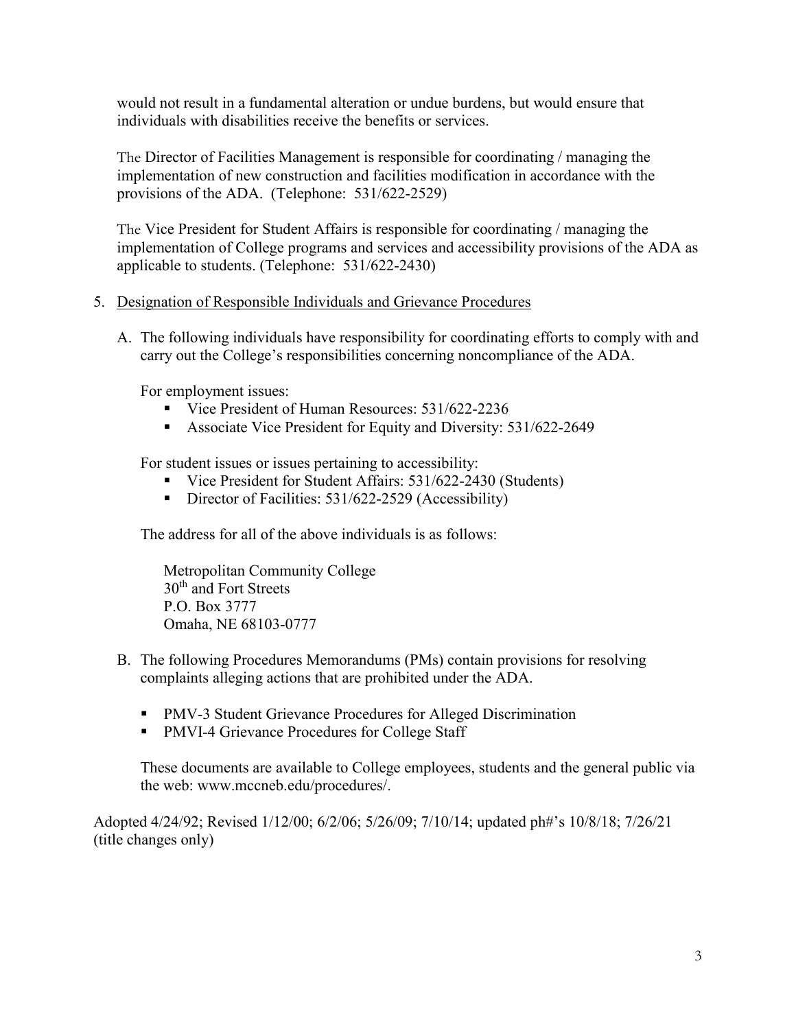would not result in a fundamental alteration or undue burdens, but would ensure that individuals with disabilities receive the benefits or services.

The Director of Facilities Management is responsible for coordinating / managing the implementation of new construction and facilities modification in accordance with the provisions of the ADA. (Telephone: 531/622-2529)

The Vice President for Student Affairs is responsible for coordinating / managing the implementation of College programs and services and accessibility provisions of the ADA as applicable to students. (Telephone: 531/622-2430)

5. Designation of Responsible Individuals and Grievance Procedures

   A. The following individuals have responsibility for coordinating efforts to comply with and carry out the College's responsibilities concerning noncompliance of the ADA.

      For employment issues:
      - Vice President of Human Resources: 531/622-2236
      - Associate Vice President for Equity and Diversity: 531/622-2649

      For student issues or issues pertaining to accessibility:
      - Vice President for Student Affairs: 531/622-2430 (Students)
      - Director of Facilities: 531/622-2529 (Accessibility)

      The address for all of the above individuals is as follows:

      Metropolitan Community College
      30th and Fort Streets
      P.O. Box 3777
      Omaha, NE 68103-0777

   B. The following Procedures Memorandums (PMs) contain provisions for resolving complaints alleging actions that are prohibited under the ADA.

      - PMV-3 Student Grievance Procedures for Alleged Discrimination
      - PMVI-4 Grievance Procedures for College Staff

      These documents are available to College employees, students and the general public via the web: www.mccneb.edu/procedures/.

Adopted 4/24/92; Revised 1/12/00; 6/2/06; 5/26/09; 7/10/14; updated ph#'s 10/8/18; 7/26/21 (title changes only)